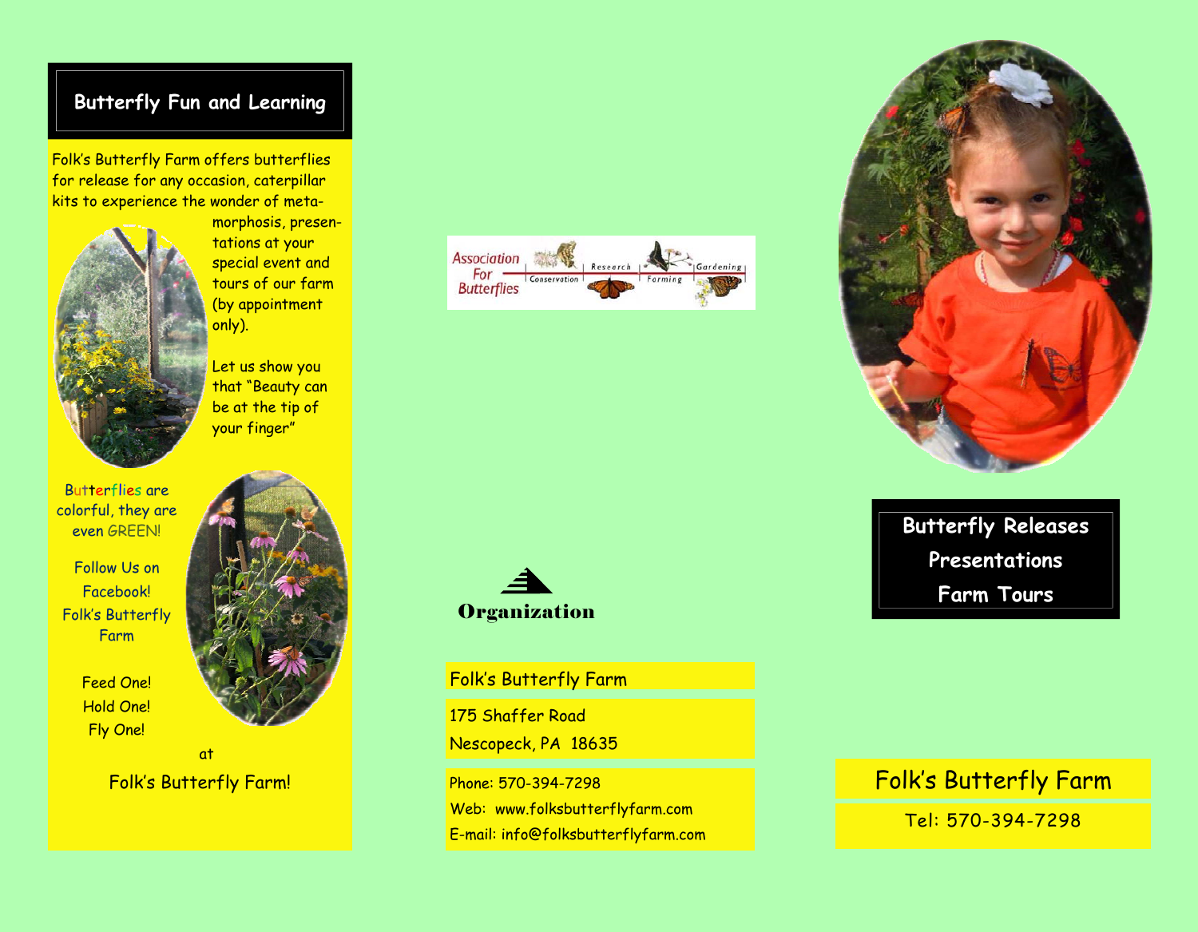## Butterfly Fun and Learning

Folk's Butterfly Farm offers butterflies for release for any occasion, caterpillar kits to experience the wonder of metamorphosis, presentations at your special event and tours of our farm (by appointment only).

Let us show you that "Beauty can be at the tip of your finger"

Butterflies are colorful, they are even GREEN!

Follow Us on Facebook! Folk's Butterfly Farm

Feed One!
Hold One!
Fly One!

at

Folk's Butterfly Farm!

Association For Butterflies — Conservation | Research | Farming | Gardening

Organization

Folk's Butterfly Farm

175 Shaffer Road
Nescopeck, PA 18635

Phone: 570-394-7298
Web: www.folksbutterflyfarm.com
E-mail: info@folksbutterflyfarm.com

**Butterfly Releases**
**Presentations**
**Farm Tours**

# Folk's Butterfly Farm

Tel: 570-394-7298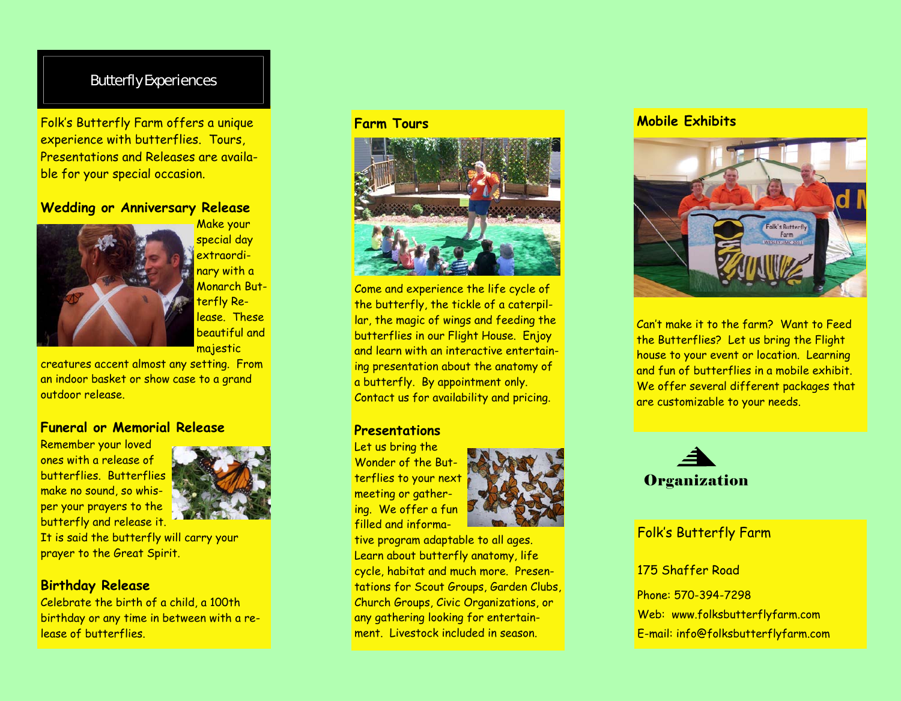# Butterfly Experiences

Folk's Butterfly Farm offers a unique experience with butterflies. Tours, Presentations and Releases are available for your special occasion.

## Wedding or Anniversary Release

Make your special day extraordinary with a Monarch Butterfly Release. These beautiful and majestic creatures accent almost any setting. From an indoor basket or show case to a grand outdoor release.

## Funeral or Memorial Release

Remember your loved ones with a release of butterflies. Butterflies make no sound, so whisper your prayers to the butterfly and release it. It is said the butterfly will carry your prayer to the Great Spirit.

## Birthday Release

Celebrate the birth of a child, a 100th birthday or any time in between with a release of butterflies.

## Farm Tours

Come and experience the life cycle of the butterfly, the tickle of a caterpillar, the magic of wings and feeding the butterflies in our Flight House. Enjoy and learn with an interactive entertaining presentation about the anatomy of a butterfly. By appointment only. Contact us for availability and pricing.

## Presentations

Let us bring the Wonder of the Butterflies to your next meeting or gathering. We offer a fun filled and informative program adaptable to all ages. Learn about butterfly anatomy, life cycle, habitat and much more. Presentations for Scout Groups, Garden Clubs, Church Groups, Civic Organizations, or any gathering looking for entertainment. Livestock included in season.

## Mobile Exhibits

Can't make it to the farm? Want to Feed the Butterflies? Let us bring the Flight house to your event or location. Learning and fun of butterflies in a mobile exhibit. We offer several different packages that are customizable to your needs.

Organization

Folk's Butterfly Farm

175 Shaffer Road

Phone: 570-394-7298

Web: www.folksbutterflyfarm.com

E-mail: info@folksbutterflyfarm.com